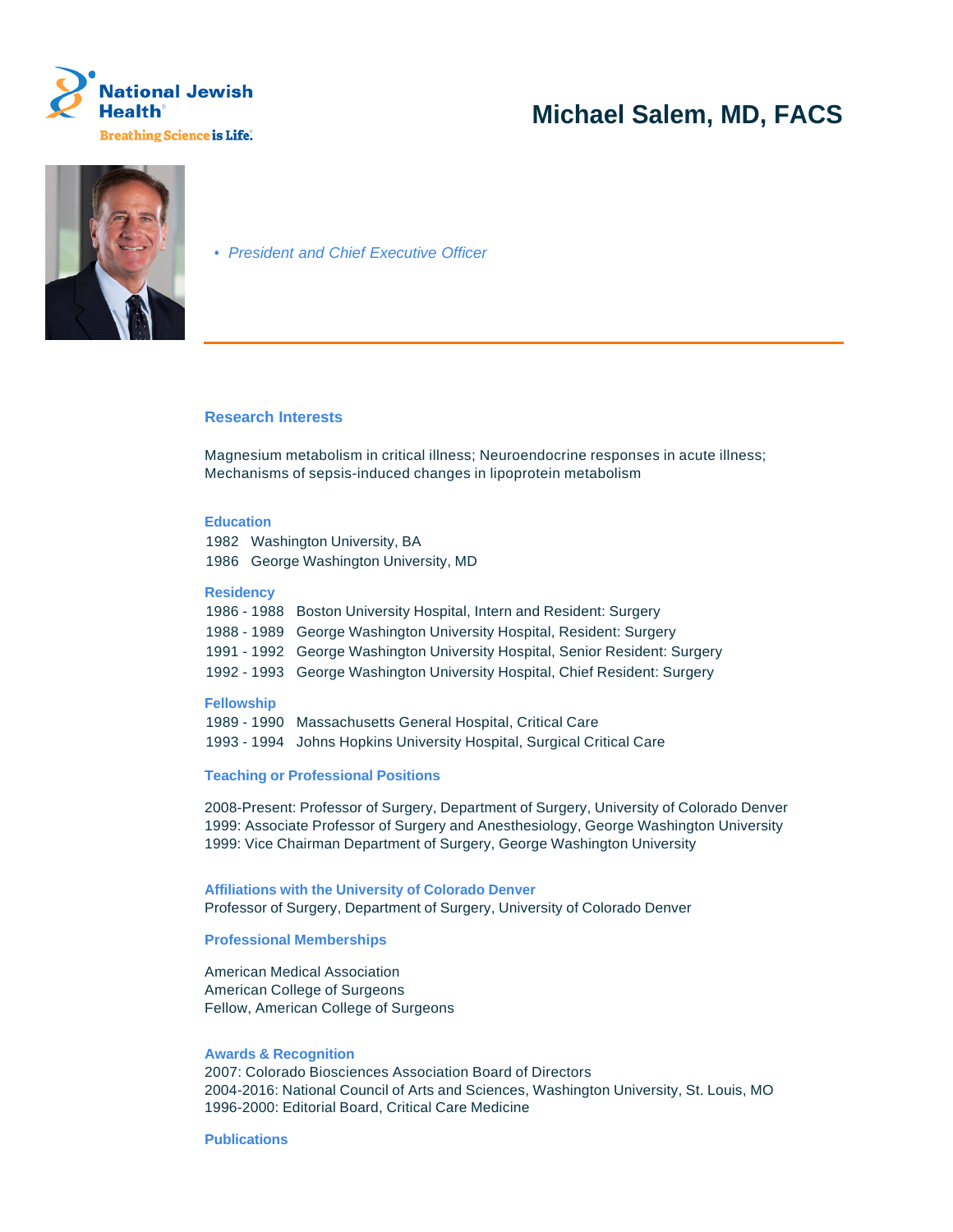National Jewish Health

Breathing Science is Life.

# Michael Salem, MD, FACS

- *President and Chief Executive Officer*

## Research Interests

Magnesium metabolism in critical illness; Neuroendocrine responses in acute illness; Mechanisms of sepsis-induced changes in lipoprotein metabolism

### Education

1982 Washington University, BA
1986 George Washington University, MD

### Residency

1986 - 1988 Boston University Hospital, Intern and Resident: Surgery
1988 - 1989 George Washington University Hospital, Resident: Surgery
1991 - 1992 George Washington University Hospital, Senior Resident: Surgery
1992 - 1993 George Washington University Hospital, Chief Resident: Surgery

### Fellowship

1989 - 1990 Massachusetts General Hospital, Critical Care
1993 - 1994 Johns Hopkins University Hospital, Surgical Critical Care

### Teaching or Professional Positions

2008-Present: Professor of Surgery, Department of Surgery, University of Colorado Denver
1999: Associate Professor of Surgery and Anesthesiology, George Washington University
1999: Vice Chairman Department of Surgery, George Washington University

### Affiliations with the University of Colorado Denver

Professor of Surgery, Department of Surgery, University of Colorado Denver

### Professional Memberships

American Medical Association
American College of Surgeons
Fellow, American College of Surgeons

### Awards & Recognition

2007: Colorado Biosciences Association Board of Directors
2004-2016: National Council of Arts and Sciences, Washington University, St. Louis, MO
1996-2000: Editorial Board, Critical Care Medicine

### Publications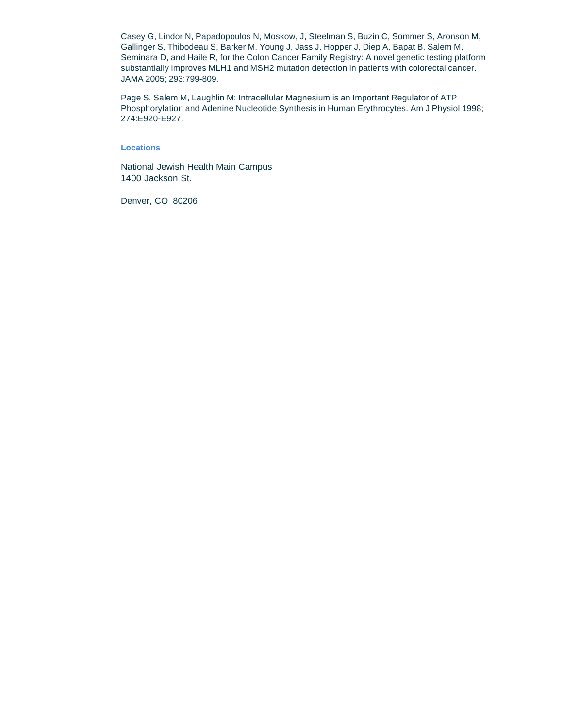Casey G, Lindor N, Papadopoulos N, Moskow, J, Steelman S, Buzin C, Sommer S, Aronson M, Gallinger S, Thibodeau S, Barker M, Young J, Jass J, Hopper J, Diep A, Bapat B, Salem M, Seminara D, and Haile R, for the Colon Cancer Family Registry: A novel genetic testing platform substantially improves MLH1 and MSH2 mutation detection in patients with colorectal cancer. JAMA 2005; 293:799-809.

Page S, Salem M, Laughlin M: Intracellular Magnesium is an Important Regulator of ATP Phosphorylation and Adenine Nucleotide Synthesis in Human Erythrocytes. Am J Physiol 1998; 274:E920-E927.

### Locations

National Jewish Health Main Campus
1400 Jackson St.

Denver, CO 80206